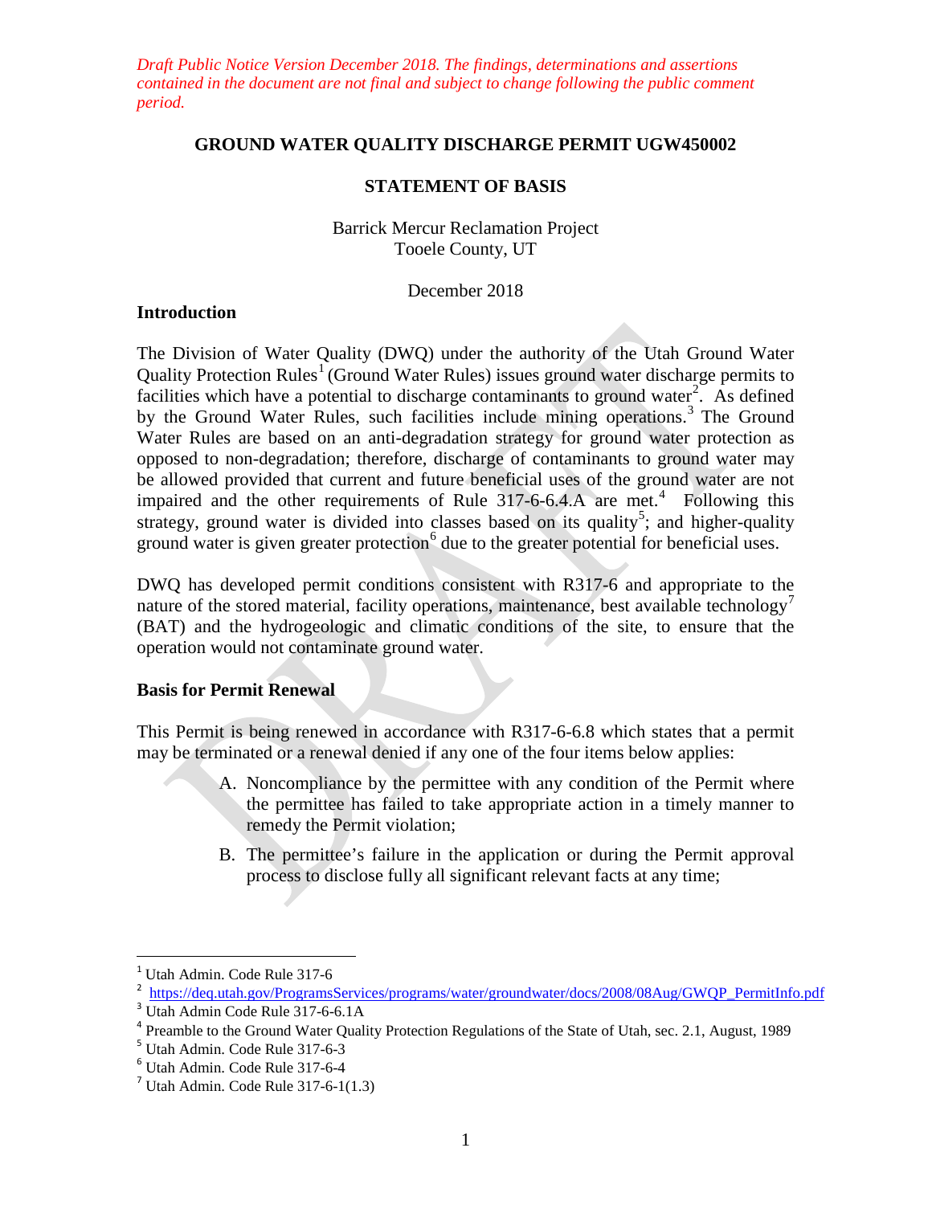*Draft Public Notice Version December 2018. The findings, determinations and assertions contained in the document are not final and subject to change following the public comment period.*

# GROUND WATER QUALITY DISCHARGE PERMIT UGW450002

## STATEMENT OF BASIS

Barrick Mercur Reclamation Project
Tooele County, UT

December 2018

### Introduction

The Division of Water Quality (DWQ) under the authority of the Utah Ground Water Quality Protection Rules[1] (Ground Water Rules) issues ground water discharge permits to facilities which have a potential to discharge contaminants to ground water[2]. As defined by the Ground Water Rules, such facilities include mining operations.[3] The Ground Water Rules are based on an anti-degradation strategy for ground water protection as opposed to non-degradation; therefore, discharge of contaminants to ground water may be allowed provided that current and future beneficial uses of the ground water are not impaired and the other requirements of Rule 317-6-6.4.A are met.[4] Following this strategy, ground water is divided into classes based on its quality[5]; and higher-quality ground water is given greater protection[6] due to the greater potential for beneficial uses.

DWQ has developed permit conditions consistent with R317-6 and appropriate to the nature of the stored material, facility operations, maintenance, best available technology[7] (BAT) and the hydrogeologic and climatic conditions of the site, to ensure that the operation would not contaminate ground water.

### Basis for Permit Renewal

This Permit is being renewed in accordance with R317-6-6.8 which states that a permit may be terminated or a renewal denied if any one of the four items below applies:

A. Noncompliance by the permittee with any condition of the Permit where the permittee has failed to take appropriate action in a timely manner to remedy the Permit violation;

B. The permittee's failure in the application or during the Permit approval process to disclose fully all significant relevant facts at any time;

---

[1] Utah Admin. Code Rule 317-6

[2] https://deq.utah.gov/ProgramsServices/programs/water/groundwater/docs/2008/08Aug/GWQP_PermitInfo.pdf

[3] Utah Admin Code Rule 317-6-6.1A

[4] Preamble to the Ground Water Quality Protection Regulations of the State of Utah, sec. 2.1, August, 1989

[5] Utah Admin. Code Rule 317-6-3

[6] Utah Admin. Code Rule 317-6-4

[7] Utah Admin. Code Rule 317-6-1(1.3)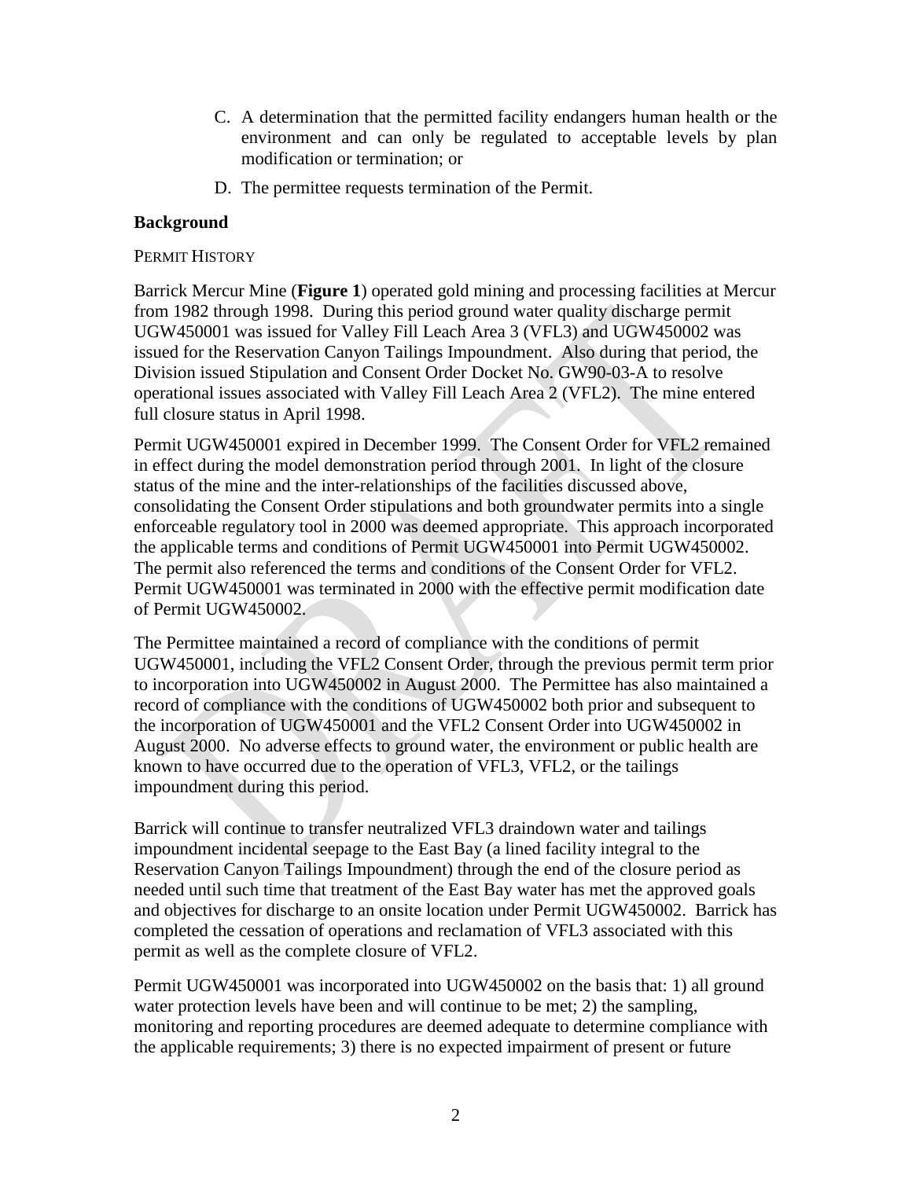C. A determination that the permitted facility endangers human health or the environment and can only be regulated to acceptable levels by plan modification or termination; or

D. The permittee requests termination of the Permit.

**Background**

PERMIT HISTORY

Barrick Mercur Mine (**Figure 1**) operated gold mining and processing facilities at Mercur from 1982 through 1998. During this period ground water quality discharge permit UGW450001 was issued for Valley Fill Leach Area 3 (VFL3) and UGW450002 was issued for the Reservation Canyon Tailings Impoundment. Also during that period, the Division issued Stipulation and Consent Order Docket No. GW90-03-A to resolve operational issues associated with Valley Fill Leach Area 2 (VFL2). The mine entered full closure status in April 1998.

Permit UGW450001 expired in December 1999. The Consent Order for VFL2 remained in effect during the model demonstration period through 2001. In light of the closure status of the mine and the inter-relationships of the facilities discussed above, consolidating the Consent Order stipulations and both groundwater permits into a single enforceable regulatory tool in 2000 was deemed appropriate. This approach incorporated the applicable terms and conditions of Permit UGW450001 into Permit UGW450002. The permit also referenced the terms and conditions of the Consent Order for VFL2. Permit UGW450001 was terminated in 2000 with the effective permit modification date of Permit UGW450002.

The Permittee maintained a record of compliance with the conditions of permit UGW450001, including the VFL2 Consent Order, through the previous permit term prior to incorporation into UGW450002 in August 2000. The Permittee has also maintained a record of compliance with the conditions of UGW450002 both prior and subsequent to the incorporation of UGW450001 and the VFL2 Consent Order into UGW450002 in August 2000. No adverse effects to ground water, the environment or public health are known to have occurred due to the operation of VFL3, VFL2, or the tailings impoundment during this period.

Barrick will continue to transfer neutralized VFL3 draindown water and tailings impoundment incidental seepage to the East Bay (a lined facility integral to the Reservation Canyon Tailings Impoundment) through the end of the closure period as needed until such time that treatment of the East Bay water has met the approved goals and objectives for discharge to an onsite location under Permit UGW450002. Barrick has completed the cessation of operations and reclamation of VFL3 associated with this permit as well as the complete closure of VFL2.

Permit UGW450001 was incorporated into UGW450002 on the basis that: 1) all ground water protection levels have been and will continue to be met; 2) the sampling, monitoring and reporting procedures are deemed adequate to determine compliance with the applicable requirements; 3) there is no expected impairment of present or future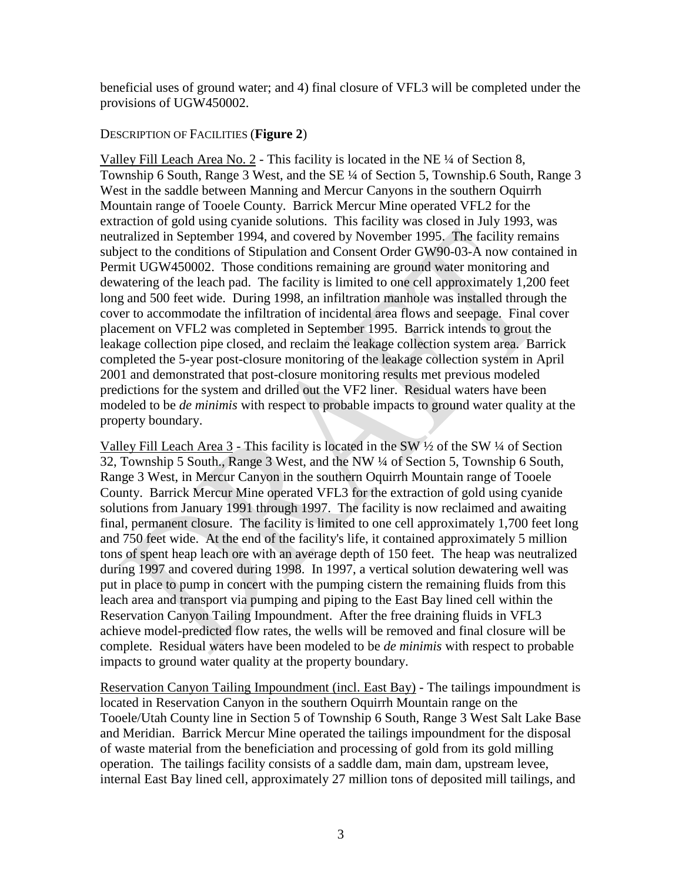beneficial uses of ground water; and 4) final closure of VFL3 will be completed under the provisions of UGW450002.

DESCRIPTION OF FACILITIES (**Figure 2**)

Valley Fill Leach Area No. 2 - This facility is located in the NE ¼ of Section 8, Township 6 South, Range 3 West, and the SE ¼ of Section 5, Township.6 South, Range 3 West in the saddle between Manning and Mercur Canyons in the southern Oquirrh Mountain range of Tooele County. Barrick Mercur Mine operated VFL2 for the extraction of gold using cyanide solutions. This facility was closed in July 1993, was neutralized in September 1994, and covered by November 1995. The facility remains subject to the conditions of Stipulation and Consent Order GW90-03-A now contained in Permit UGW450002. Those conditions remaining are ground water monitoring and dewatering of the leach pad. The facility is limited to one cell approximately 1,200 feet long and 500 feet wide. During 1998, an infiltration manhole was installed through the cover to accommodate the infiltration of incidental area flows and seepage. Final cover placement on VFL2 was completed in September 1995. Barrick intends to grout the leakage collection pipe closed, and reclaim the leakage collection system area. Barrick completed the 5-year post-closure monitoring of the leakage collection system in April 2001 and demonstrated that post-closure monitoring results met previous modeled predictions for the system and drilled out the VF2 liner. Residual waters have been modeled to be *de minimis* with respect to probable impacts to ground water quality at the property boundary.

Valley Fill Leach Area 3 - This facility is located in the SW ½ of the SW ¼ of Section 32, Township 5 South., Range 3 West, and the NW ¼ of Section 5, Township 6 South, Range 3 West, in Mercur Canyon in the southern Oquirrh Mountain range of Tooele County. Barrick Mercur Mine operated VFL3 for the extraction of gold using cyanide solutions from January 1991 through 1997. The facility is now reclaimed and awaiting final, permanent closure. The facility is limited to one cell approximately 1,700 feet long and 750 feet wide. At the end of the facility's life, it contained approximately 5 million tons of spent heap leach ore with an average depth of 150 feet. The heap was neutralized during 1997 and covered during 1998. In 1997, a vertical solution dewatering well was put in place to pump in concert with the pumping cistern the remaining fluids from this leach area and transport via pumping and piping to the East Bay lined cell within the Reservation Canyon Tailing Impoundment. After the free draining fluids in VFL3 achieve model-predicted flow rates, the wells will be removed and final closure will be complete. Residual waters have been modeled to be *de minimis* with respect to probable impacts to ground water quality at the property boundary.

Reservation Canyon Tailing Impoundment (incl. East Bay) - The tailings impoundment is located in Reservation Canyon in the southern Oquirrh Mountain range on the Tooele/Utah County line in Section 5 of Township 6 South, Range 3 West Salt Lake Base and Meridian. Barrick Mercur Mine operated the tailings impoundment for the disposal of waste material from the beneficiation and processing of gold from its gold milling operation. The tailings facility consists of a saddle dam, main dam, upstream levee, internal East Bay lined cell, approximately 27 million tons of deposited mill tailings, and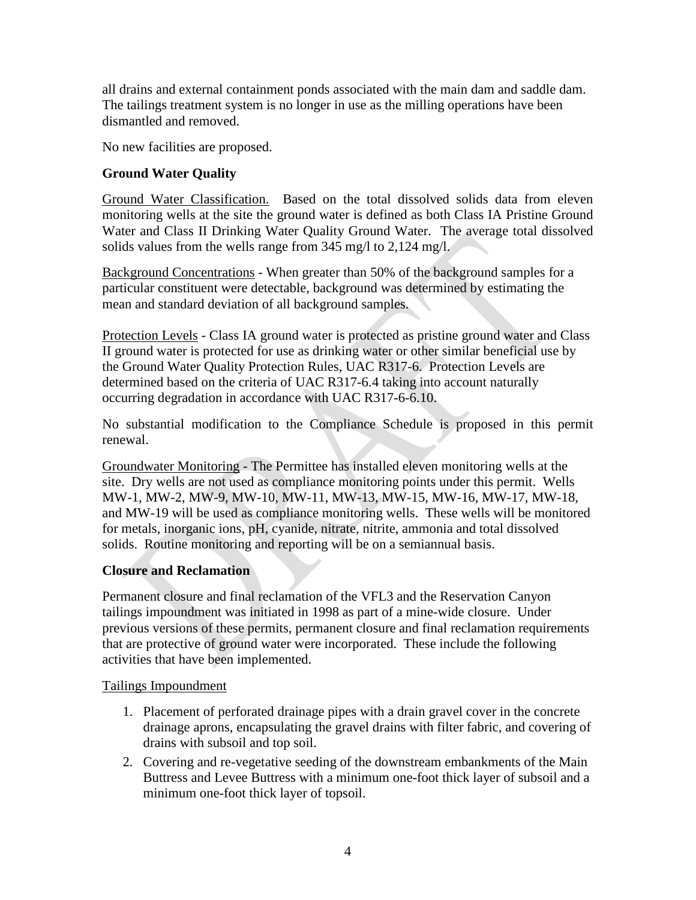all drains and external containment ponds associated with the main dam and saddle dam. The tailings treatment system is no longer in use as the milling operations have been dismantled and removed.

No new facilities are proposed.

### Ground Water Quality

Ground Water Classification. Based on the total dissolved solids data from eleven monitoring wells at the site the ground water is defined as both Class IA Pristine Ground Water and Class II Drinking Water Quality Ground Water. The average total dissolved solids values from the wells range from 345 mg/l to 2,124 mg/l.

Background Concentrations - When greater than 50% of the background samples for a particular constituent were detectable, background was determined by estimating the mean and standard deviation of all background samples.

Protection Levels - Class IA ground water is protected as pristine ground water and Class II ground water is protected for use as drinking water or other similar beneficial use by the Ground Water Quality Protection Rules, UAC R317-6. Protection Levels are determined based on the criteria of UAC R317-6.4 taking into account naturally occurring degradation in accordance with UAC R317-6-6.10.

No substantial modification to the Compliance Schedule is proposed in this permit renewal.

Groundwater Monitoring - The Permittee has installed eleven monitoring wells at the site. Dry wells are not used as compliance monitoring points under this permit. Wells MW-1, MW-2, MW-9, MW-10, MW-11, MW-13, MW-15, MW-16, MW-17, MW-18, and MW-19 will be used as compliance monitoring wells. These wells will be monitored for metals, inorganic ions, pH, cyanide, nitrate, nitrite, ammonia and total dissolved solids. Routine monitoring and reporting will be on a semiannual basis.

### Closure and Reclamation

Permanent closure and final reclamation of the VFL3 and the Reservation Canyon tailings impoundment was initiated in 1998 as part of a mine-wide closure. Under previous versions of these permits, permanent closure and final reclamation requirements that are protective of ground water were incorporated. These include the following activities that have been implemented.

Tailings Impoundment

1. Placement of perforated drainage pipes with a drain gravel cover in the concrete drainage aprons, encapsulating the gravel drains with filter fabric, and covering of drains with subsoil and top soil.
2. Covering and re-vegetative seeding of the downstream embankments of the Main Buttress and Levee Buttress with a minimum one-foot thick layer of subsoil and a minimum one-foot thick layer of topsoil.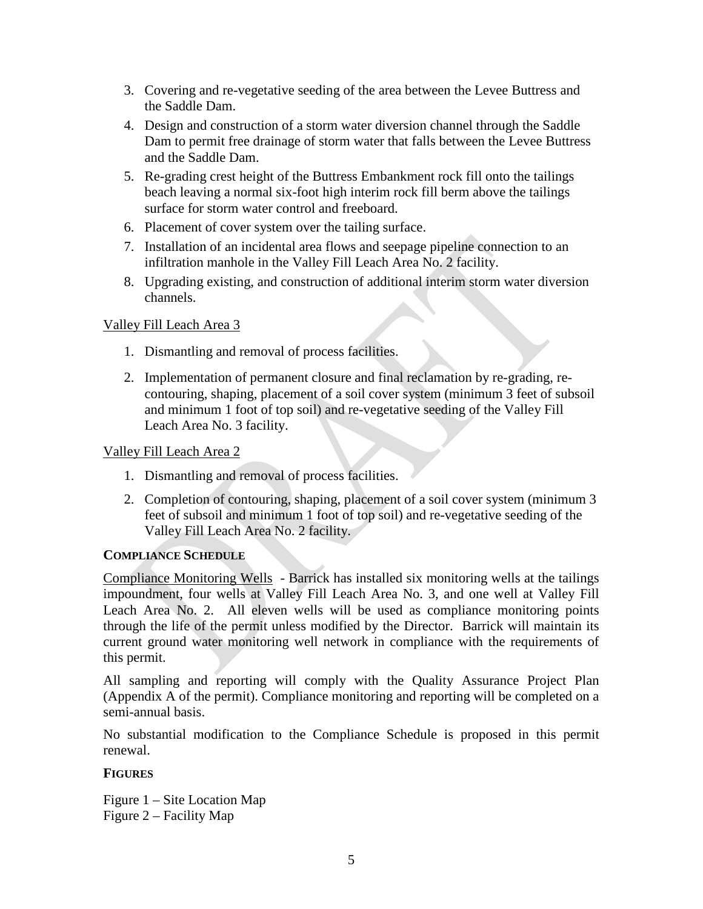3. Covering and re-vegetative seeding of the area between the Levee Buttress and the Saddle Dam.
4. Design and construction of a storm water diversion channel through the Saddle Dam to permit free drainage of storm water that falls between the Levee Buttress and the Saddle Dam.
5. Re-grading crest height of the Buttress Embankment rock fill onto the tailings beach leaving a normal six-foot high interim rock fill berm above the tailings surface for storm water control and freeboard.
6. Placement of cover system over the tailing surface.
7. Installation of an incidental area flows and seepage pipeline connection to an infiltration manhole in the Valley Fill Leach Area No. 2 facility.
8. Upgrading existing, and construction of additional interim storm water diversion channels.

Valley Fill Leach Area 3

1. Dismantling and removal of process facilities.
2. Implementation of permanent closure and final reclamation by re-grading, re-contouring, shaping, placement of a soil cover system (minimum 3 feet of subsoil and minimum 1 foot of top soil) and re-vegetative seeding of the Valley Fill Leach Area No. 3 facility.

Valley Fill Leach Area 2

1. Dismantling and removal of process facilities.
2. Completion of contouring, shaping, placement of a soil cover system (minimum 3 feet of subsoil and minimum 1 foot of top soil) and re-vegetative seeding of the Valley Fill Leach Area No. 2 facility.

**COMPLIANCE SCHEDULE**

Compliance Monitoring Wells - Barrick has installed six monitoring wells at the tailings impoundment, four wells at Valley Fill Leach Area No. 3, and one well at Valley Fill Leach Area No. 2. All eleven wells will be used as compliance monitoring points through the life of the permit unless modified by the Director. Barrick will maintain its current ground water monitoring well network in compliance with the requirements of this permit.

All sampling and reporting will comply with the Quality Assurance Project Plan (Appendix A of the permit). Compliance monitoring and reporting will be completed on a semi-annual basis.

No substantial modification to the Compliance Schedule is proposed in this permit renewal.

**FIGURES**

Figure 1 – Site Location Map
Figure 2 – Facility Map